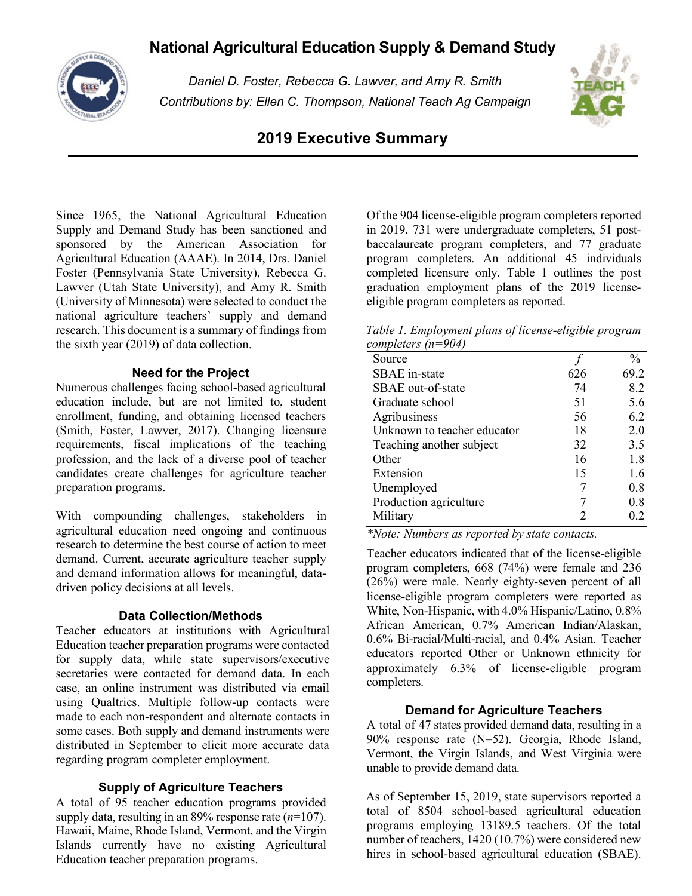# National Agricultural Education Supply & Demand Study

*Daniel D. Foster, Rebecca G. Lawver, and Amy R. Smith*
*Contributions by: Ellen C. Thompson, National Teach Ag Campaign*

## 2019 Executive Summary

Since 1965, the National Agricultural Education Supply and Demand Study has been sanctioned and sponsored by the American Association for Agricultural Education (AAAE). In 2014, Drs. Daniel Foster (Pennsylvania State University), Rebecca G. Lawver (Utah State University), and Amy R. Smith (University of Minnesota) were selected to conduct the national agriculture teachers' supply and demand research. This document is a summary of findings from the sixth year (2019) of data collection.

### Need for the Project

Numerous challenges facing school-based agricultural education include, but are not limited to, student enrollment, funding, and obtaining licensed teachers (Smith, Foster, Lawver, 2017). Changing licensure requirements, fiscal implications of the teaching profession, and the lack of a diverse pool of teacher candidates create challenges for agriculture teacher preparation programs.

With compounding challenges, stakeholders in agricultural education need ongoing and continuous research to determine the best course of action to meet demand. Current, accurate agriculture teacher supply and demand information allows for meaningful, data-driven policy decisions at all levels.

### Data Collection/Methods

Teacher educators at institutions with Agricultural Education teacher preparation programs were contacted for supply data, while state supervisors/executive secretaries were contacted for demand data. In each case, an online instrument was distributed via email using Qualtrics. Multiple follow-up contacts were made to each non-respondent and alternate contacts in some cases. Both supply and demand instruments were distributed in September to elicit more accurate data regarding program completer employment.

### Supply of Agriculture Teachers

A total of 95 teacher education programs provided supply data, resulting in an 89% response rate (*n*=107). Hawaii, Maine, Rhode Island, Vermont, and the Virgin Islands currently have no existing Agricultural Education teacher preparation programs.

Of the 904 license-eligible program completers reported in 2019, 731 were undergraduate completers, 51 post-baccalaureate program completers, and 77 graduate program completers. An additional 45 individuals completed licensure only. Table 1 outlines the post graduation employment plans of the 2019 license-eligible program completers as reported.

*Table 1. Employment plans of license-eligible program completers (n=904)*

| Source | *f* | % |
|---|---|---|
| SBAE in-state | 626 | 69.2 |
| SBAE out-of-state | 74 | 8.2 |
| Graduate school | 51 | 5.6 |
| Agribusiness | 56 | 6.2 |
| Unknown to teacher educator | 18 | 2.0 |
| Teaching another subject | 32 | 3.5 |
| Other | 16 | 1.8 |
| Extension | 15 | 1.6 |
| Unemployed | 7 | 0.8 |
| Production agriculture | 7 | 0.8 |
| Military | 2 | 0.2 |

*\*Note: Numbers as reported by state contacts.*

Teacher educators indicated that of the license-eligible program completers, 668 (74%) were female and 236 (26%) were male. Nearly eighty-seven percent of all license-eligible program completers were reported as White, Non-Hispanic, with 4.0% Hispanic/Latino, 0.8% African American, 0.7% American Indian/Alaskan, 0.6% Bi-racial/Multi-racial, and 0.4% Asian. Teacher educators reported Other or Unknown ethnicity for approximately 6.3% of license-eligible program completers.

### Demand for Agriculture Teachers

A total of 47 states provided demand data, resulting in a 90% response rate (N=52). Georgia, Rhode Island, Vermont, the Virgin Islands, and West Virginia were unable to provide demand data.

As of September 15, 2019, state supervisors reported a total of 8504 school-based agricultural education programs employing 13189.5 teachers. Of the total number of teachers, 1420 (10.7%) were considered new hires in school-based agricultural education (SBAE).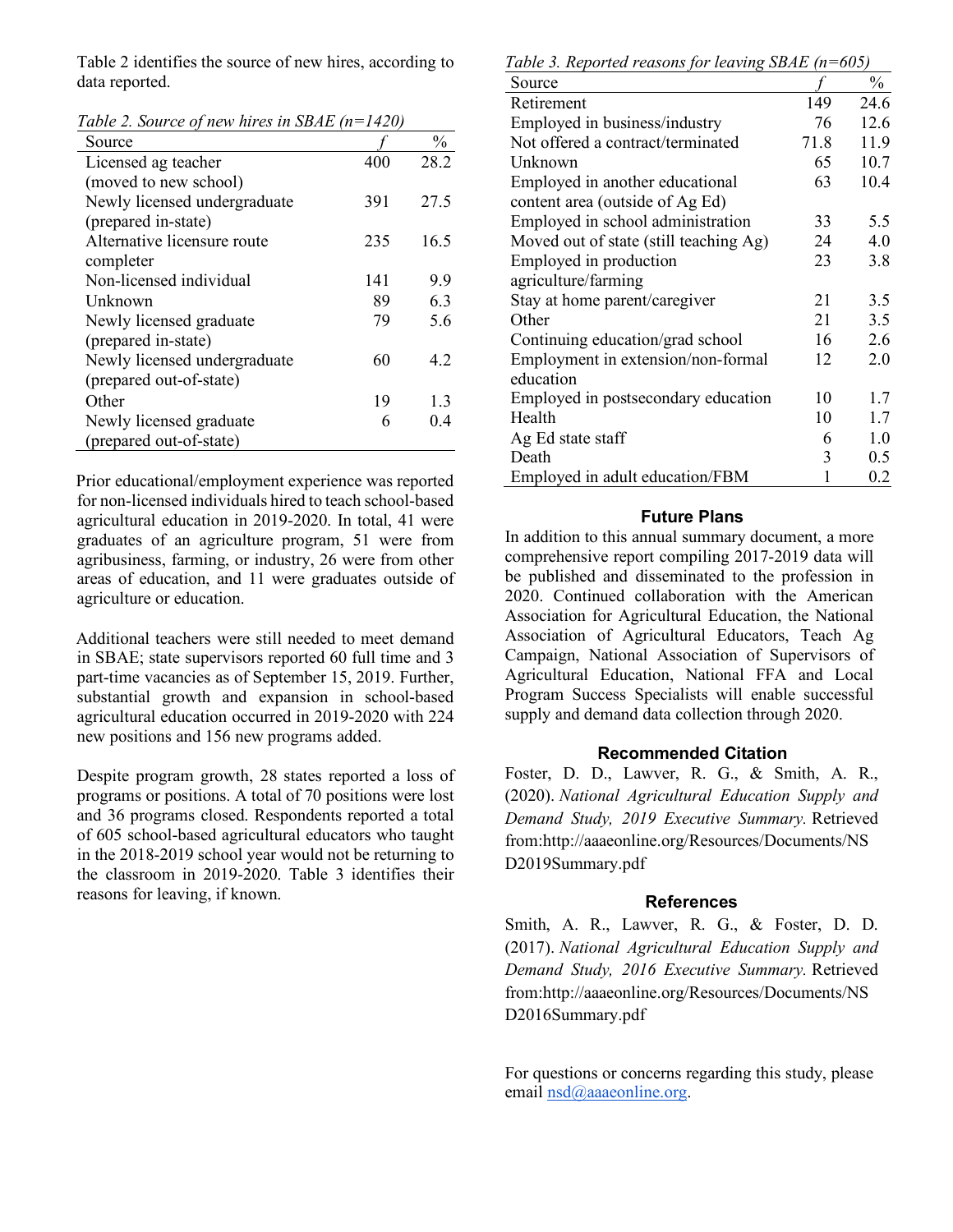Table 2 identifies the source of new hires, according to data reported.

*Table 2. Source of new hires in SBAE (n=1420)*

| Source | *f* | % |
|---|---|---|
| Licensed ag teacher (moved to new school) | 400 | 28.2 |
| Newly licensed undergraduate (prepared in-state) | 391 | 27.5 |
| Alternative licensure route completer | 235 | 16.5 |
| Non-licensed individual | 141 | 9.9 |
| Unknown | 89 | 6.3 |
| Newly licensed graduate (prepared in-state) | 79 | 5.6 |
| Newly licensed undergraduate (prepared out-of-state) | 60 | 4.2 |
| Other | 19 | 1.3 |
| Newly licensed graduate (prepared out-of-state) | 6 | 0.4 |

Prior educational/employment experience was reported for non-licensed individuals hired to teach school-based agricultural education in 2019-2020. In total, 41 were graduates of an agriculture program, 51 were from agribusiness, farming, or industry, 26 were from other areas of education, and 11 were graduates outside of agriculture or education.

Additional teachers were still needed to meet demand in SBAE; state supervisors reported 60 full time and 3 part-time vacancies as of September 15, 2019. Further, substantial growth and expansion in school-based agricultural education occurred in 2019-2020 with 224 new positions and 156 new programs added.

Despite program growth, 28 states reported a loss of programs or positions. A total of 70 positions were lost and 36 programs closed. Respondents reported a total of 605 school-based agricultural educators who taught in the 2018-2019 school year would not be returning to the classroom in 2019-2020. Table 3 identifies their reasons for leaving, if known.

*Table 3. Reported reasons for leaving SBAE (n=605)*

| Source | *f* | % |
|---|---|---|
| Retirement | 149 | 24.6 |
| Employed in business/industry | 76 | 12.6 |
| Not offered a contract/terminated | 71.8 | 11.9 |
| Unknown | 65 | 10.7 |
| Employed in another educational content area (outside of Ag Ed) | 63 | 10.4 |
| Employed in school administration | 33 | 5.5 |
| Moved out of state (still teaching Ag) | 24 | 4.0 |
| Employed in production agriculture/farming | 23 | 3.8 |
| Stay at home parent/caregiver | 21 | 3.5 |
| Other | 21 | 3.5 |
| Continuing education/grad school | 16 | 2.6 |
| Employment in extension/non-formal education | 12 | 2.0 |
| Employed in postsecondary education | 10 | 1.7 |
| Health | 10 | 1.7 |
| Ag Ed state staff | 6 | 1.0 |
| Death | 3 | 0.5 |
| Employed in adult education/FBM | 1 | 0.2 |

## Future Plans

In addition to this annual summary document, a more comprehensive report compiling 2017-2019 data will be published and disseminated to the profession in 2020. Continued collaboration with the American Association for Agricultural Education, the National Association of Agricultural Educators, Teach Ag Campaign, National Association of Supervisors of Agricultural Education, National FFA and Local Program Success Specialists will enable successful supply and demand data collection through 2020.

## Recommended Citation

Foster, D. D., Lawver, R. G., & Smith, A. R., (2020). *National Agricultural Education Supply and Demand Study, 2019 Executive Summary.* Retrieved from:http://aaaeonline.org/Resources/Documents/NSD2019Summary.pdf

## References

Smith, A. R., Lawver, R. G., & Foster, D. D. (2017). *National Agricultural Education Supply and Demand Study, 2016 Executive Summary.* Retrieved from:http://aaaeonline.org/Resources/Documents/NSD2016Summary.pdf

For questions or concerns regarding this study, please email nsd@aaaeonline.org.